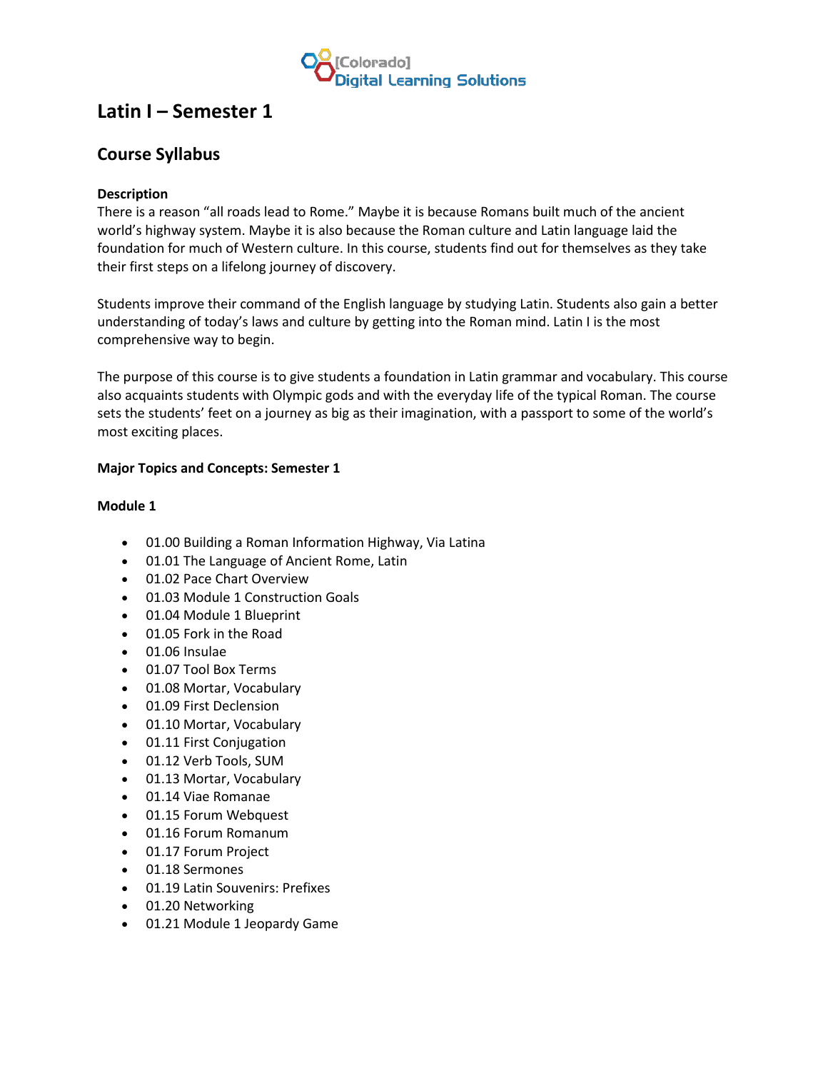# Latin I – Semester 1

## Course Syllabus

### Description

There is a reason "all roads lead to Rome." Maybe it is because Romans built much of the ancient world's highway system. Maybe it is also because the Roman culture and Latin language laid the foundation for much of Western culture. In this course, students find out for themselves as they take their first steps on a lifelong journey of discovery.

Students improve their command of the English language by studying Latin. Students also gain a better understanding of today's laws and culture by getting into the Roman mind. Latin I is the most comprehensive way to begin.

The purpose of this course is to give students a foundation in Latin grammar and vocabulary. This course also acquaints students with Olympic gods and with the everyday life of the typical Roman. The course sets the students' feet on a journey as big as their imagination, with a passport to some of the world's most exciting places.

### Major Topics and Concepts: Semester 1

### Module 1

- 01.00 Building a Roman Information Highway, Via Latina
- 01.01 The Language of Ancient Rome, Latin
- 01.02 Pace Chart Overview
- 01.03 Module 1 Construction Goals
- 01.04 Module 1 Blueprint
- 01.05 Fork in the Road
- 01.06 Insulae
- 01.07 Tool Box Terms
- 01.08 Mortar, Vocabulary
- 01.09 First Declension
- 01.10 Mortar, Vocabulary
- 01.11 First Conjugation
- 01.12 Verb Tools, SUM
- 01.13 Mortar, Vocabulary
- 01.14 Viae Romanae
- 01.15 Forum Webquest
- 01.16 Forum Romanum
- 01.17 Forum Project
- 01.18 Sermones
- 01.19 Latin Souvenirs: Prefixes
- 01.20 Networking
- 01.21 Module 1 Jeopardy Game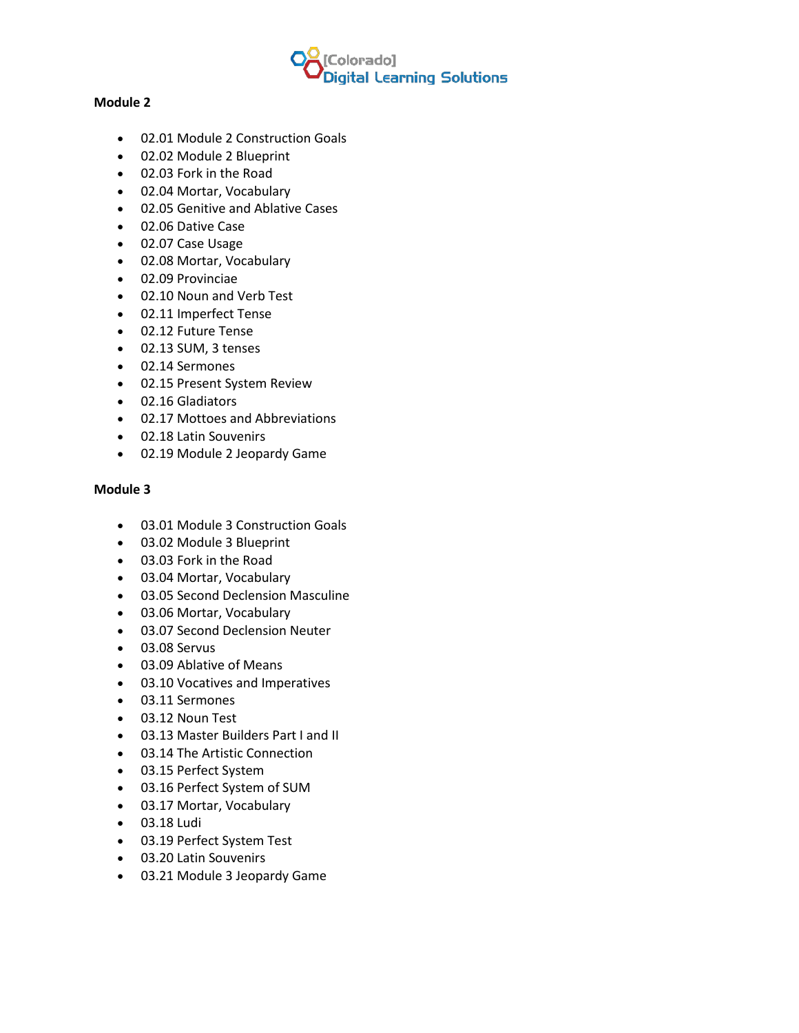## Module 2

- 02.01 Module 2 Construction Goals
- 02.02 Module 2 Blueprint
- 02.03 Fork in the Road
- 02.04 Mortar, Vocabulary
- 02.05 Genitive and Ablative Cases
- 02.06 Dative Case
- 02.07 Case Usage
- 02.08 Mortar, Vocabulary
- 02.09 Provinciae
- 02.10 Noun and Verb Test
- 02.11 Imperfect Tense
- 02.12 Future Tense
- 02.13 SUM, 3 tenses
- 02.14 Sermones
- 02.15 Present System Review
- 02.16 Gladiators
- 02.17 Mottoes and Abbreviations
- 02.18 Latin Souvenirs
- 02.19 Module 2 Jeopardy Game

## Module 3

- 03.01 Module 3 Construction Goals
- 03.02 Module 3 Blueprint
- 03.03 Fork in the Road
- 03.04 Mortar, Vocabulary
- 03.05 Second Declension Masculine
- 03.06 Mortar, Vocabulary
- 03.07 Second Declension Neuter
- 03.08 Servus
- 03.09 Ablative of Means
- 03.10 Vocatives and Imperatives
- 03.11 Sermones
- 03.12 Noun Test
- 03.13 Master Builders Part I and II
- 03.14 The Artistic Connection
- 03.15 Perfect System
- 03.16 Perfect System of SUM
- 03.17 Mortar, Vocabulary
- 03.18 Ludi
- 03.19 Perfect System Test
- 03.20 Latin Souvenirs
- 03.21 Module 3 Jeopardy Game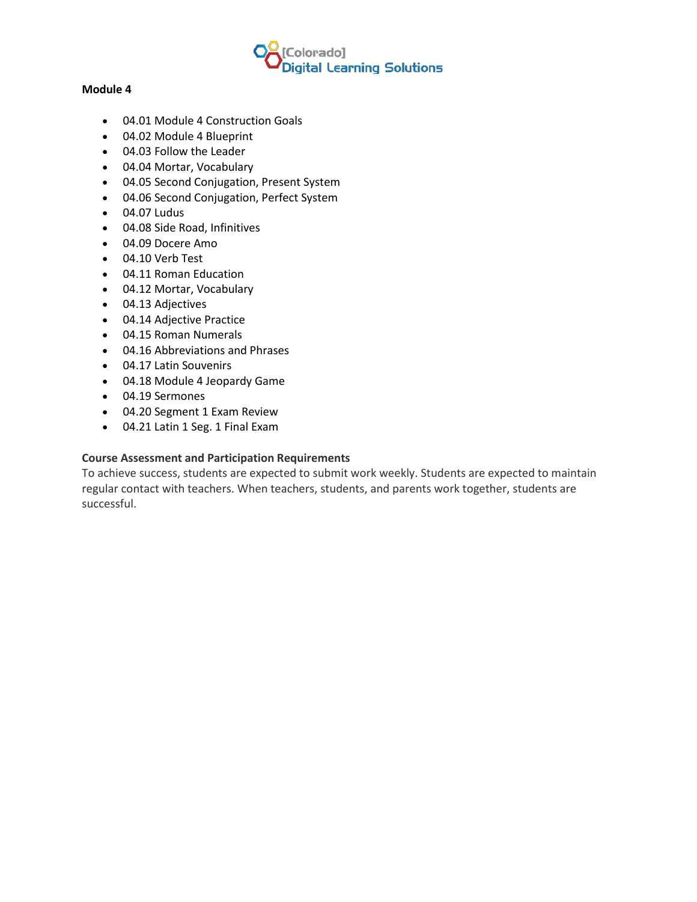**Module 4**

- 04.01 Module 4 Construction Goals
- 04.02 Module 4 Blueprint
- 04.03 Follow the Leader
- 04.04 Mortar, Vocabulary
- 04.05 Second Conjugation, Present System
- 04.06 Second Conjugation, Perfect System
- 04.07 Ludus
- 04.08 Side Road, Infinitives
- 04.09 Docere Amo
- 04.10 Verb Test
- 04.11 Roman Education
- 04.12 Mortar, Vocabulary
- 04.13 Adjectives
- 04.14 Adjective Practice
- 04.15 Roman Numerals
- 04.16 Abbreviations and Phrases
- 04.17 Latin Souvenirs
- 04.18 Module 4 Jeopardy Game
- 04.19 Sermones
- 04.20 Segment 1 Exam Review
- 04.21 Latin 1 Seg. 1 Final Exam

**Course Assessment and Participation Requirements**

To achieve success, students are expected to submit work weekly. Students are expected to maintain regular contact with teachers. When teachers, students, and parents work together, students are successful.